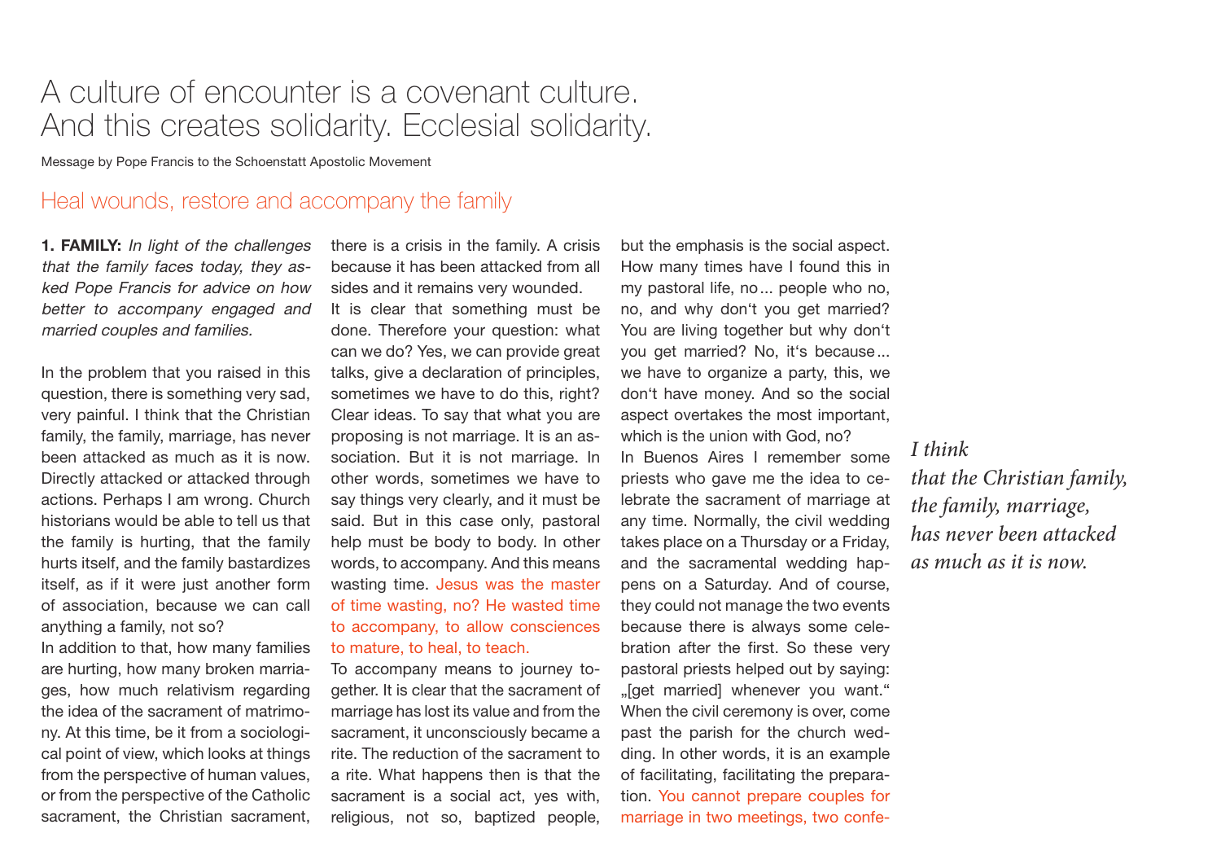# A culture of encounter is a covenant culture. And this creates solidarity. Ecclesial solidarity.

Message by Pope Francis to the Schoenstatt Apostolic Movement

## Heal wounds, restore and accompany the family

**1. FAMILY:** *In light of the challenges that the family faces today, they asked Pope Francis for advice on how better to accompany engaged and married couples and families.*

In the problem that you raised in this question, there is something very sad, very painful. I think that the Christian family, the family, marriage, has never been attacked as much as it is now. Directly attacked or attacked through actions. Perhaps I am wrong. Church historians would be able to tell us that the family is hurting, that the family hurts itself, and the family bastardizes itself, as if it were just another form of association, because we can call anything a family, not so?

In addition to that, how many families are hurting, how many broken marriages, how much relativism regarding the idea of the sacrament of matrimony. At this time, be it from a sociological point of view, which looks at things from the perspective of human values, or from the perspective of the Catholic sacrament, the Christian sacrament, there is a crisis in the family. A crisis because it has been attacked from all sides and it remains very wounded.

It is clear that something must be done. Therefore your question: what can we do? Yes, we can provide great talks, give a declaration of principles, sometimes we have to do this, right? Clear ideas. To say that what you are proposing is not marriage. It is an association. But it is not marriage. In other words, sometimes we have to say things very clearly, and it must be said. But in this case only, pastoral help must be body to body. In other words, to accompany. And this means wasting time. Jesus was the master of time wasting, no? He wasted time to accompany, to allow consciences to mature, to heal, to teach.

To accompany means to journey together. It is clear that the sacrament of marriage has lost its value and from the sacrament, it unconsciously became a rite. The reduction of the sacrament to a rite. What happens then is that the sacrament is a social act, yes with, religious, not so, baptized people, but the emphasis is the social aspect. How many times have I found this in my pastoral life, no... people who no, no, and why don't you get married? You are living together but why don't you get married? No, it's because... we have to organize a party, this, we don't have money. And so the social aspect overtakes the most important, which is the union with God, no?

In Buenos Aires I remember some priests who gave me the idea to celebrate the sacrament of marriage at any time. Normally, the civil wedding takes place on a Thursday or a Friday, and the sacramental wedding happens on a Saturday. And of course, they could not manage the two events because there is always some celebration after the first. So these very pastoral priests helped out by saying: „[get married] whenever you want." When the civil ceremony is over, come past the parish for the church wedding. In other words, it is an example of facilitating, facilitating the preparation. You cannot prepare couples for marriage in two meetings, two confe-

*I think that the Christian family, the family, marriage, has never been attacked as much as it is now.*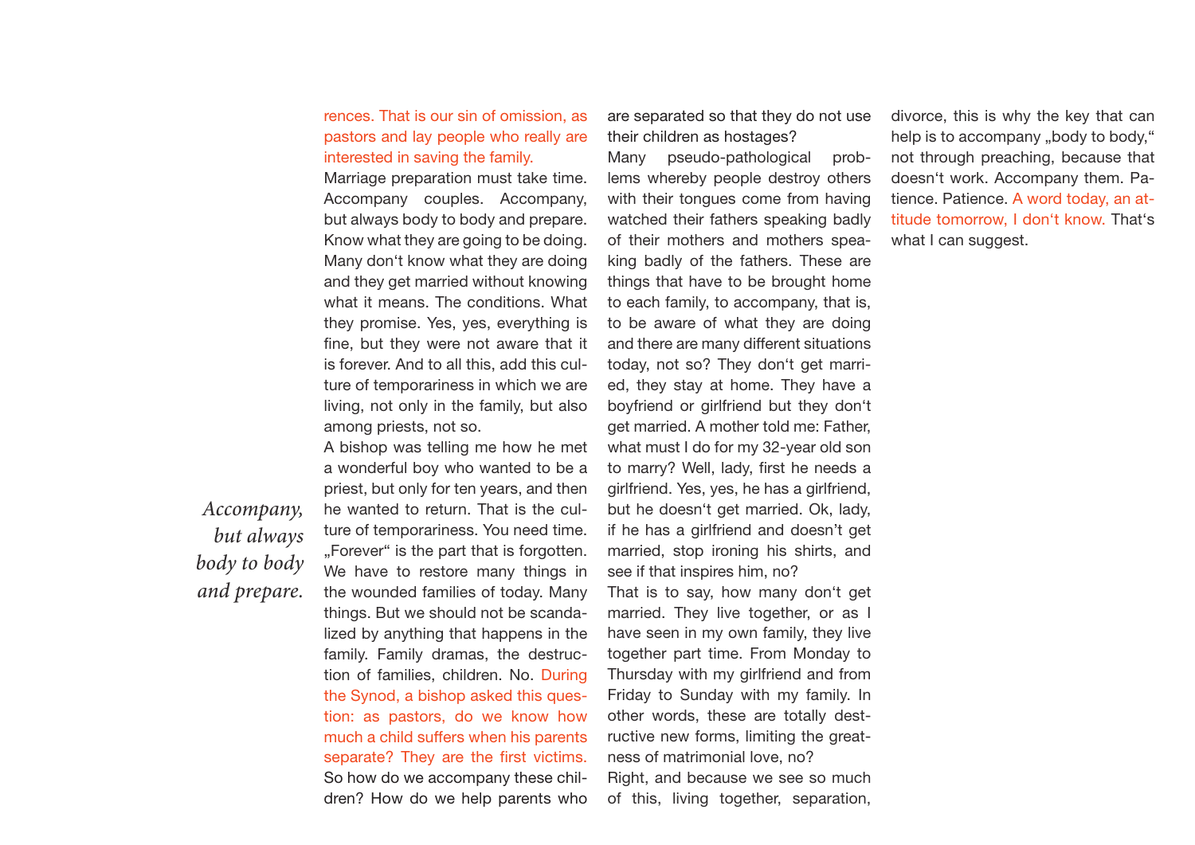rences. That is our sin of omission, as pastors and lay people who really are interested in saving the family.

Marriage preparation must take time. Accompany couples. Accompany, but always body to body and prepare. Know what they are going to be doing. Many don‘t know what they are doing and they get married without knowing what it means. The conditions. What they promise. Yes, yes, everything is fine, but they were not aware that it is forever. And to all this, add this culture of temporariness in which we are living, not only in the family, but also among priests, not so.

*Accompany, but always body to body and prepare.*

A bishop was telling me how he met a wonderful boy who wanted to be a priest, but only for ten years, and then he wanted to return. That is the culture of temporariness. You need time. „Forever“ is the part that is forgotten. We have to restore many things in the wounded families of today. Many things. But we should not be scandalized by anything that happens in the family. Family dramas, the destruction of families, children. No. During the Synod, a bishop asked this question: as pastors, do we know how much a child suffers when his parents separate? They are the first victims. So how do we accompany these children? How do we help parents who are separated so that they do not use their children as hostages?

Many pseudo-pathological problems whereby people destroy others with their tongues come from having watched their fathers speaking badly of their mothers and mothers speaking badly of the fathers. These are things that have to be brought home to each family, to accompany, that is, to be aware of what they are doing and there are many different situations today, not so? They don‘t get married, they stay at home. They have a boyfriend or girlfriend but they don‘t get married. A mother told me: Father, what must I do for my 32-year old son to marry? Well, lady, first he needs a girlfriend. Yes, yes, he has a girlfriend, but he doesn‘t get married. Ok, lady, if he has a girlfriend and doesn’t get married, stop ironing his shirts, and see if that inspires him, no?

That is to say, how many don‘t get married. They live together, or as I have seen in my own family, they live together part time. From Monday to Thursday with my girlfriend and from Friday to Sunday with my family. In other words, these are totally destructive new forms, limiting the greatness of matrimonial love, no?

Right, and because we see so much of this, living together, separation, divorce, this is why the key that can help is to accompany „body to body,“ not through preaching, because that doesn‘t work. Accompany them. Patience. Patience. A word today, an attitude tomorrow, I don‘t know. That‘s what I can suggest.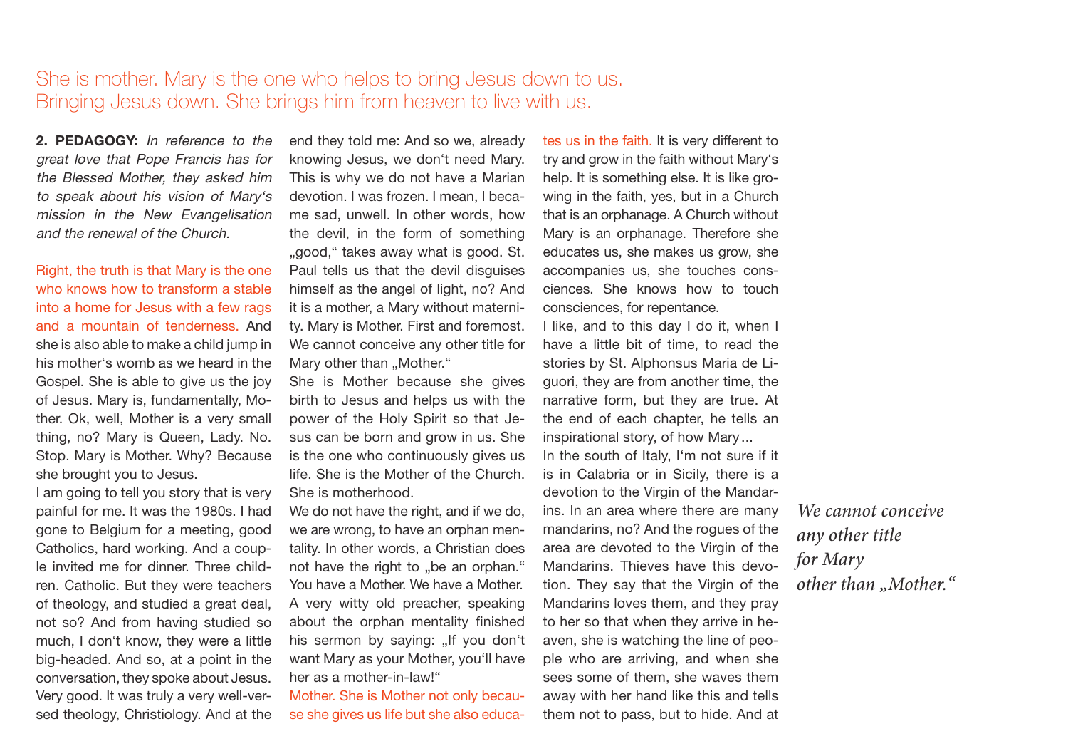She is mother. Mary is the one who helps to bring Jesus down to us. Bringing Jesus down. She brings him from heaven to live with us.

**2. PEDAGOGY:** *In reference to the great love that Pope Francis has for the Blessed Mother, they asked him to speak about his vision of Mary's mission in the New Evangelisation and the renewal of the Church.*

Right, the truth is that Mary is the one who knows how to transform a stable into a home for Jesus with a few rags and a mountain of tenderness. And she is also able to make a child jump in his mother's womb as we heard in the Gospel. She is able to give us the joy of Jesus. Mary is, fundamentally, Mother. Ok, well, Mother is a very small thing, no? Mary is Queen, Lady. No. Stop. Mary is Mother. Why? Because she brought you to Jesus.

I am going to tell you story that is very painful for me. It was the 1980s. I had gone to Belgium for a meeting, good Catholics, hard working. And a couple invited me for dinner. Three children. Catholic. But they were teachers of theology, and studied a great deal, not so? And from having studied so much, I don't know, they were a little big-headed. And so, at a point in the conversation, they spoke about Jesus. Very good. It was truly a very well-versed theology, Christiology. And at the end they told me: And so we, already knowing Jesus, we don't need Mary. This is why we do not have a Marian devotion. I was frozen. I mean, I became sad, unwell. In other words, how the devil, in the form of something „good," takes away what is good. St. Paul tells us that the devil disguises himself as the angel of light, no? And it is a mother, a Mary without maternity. Mary is Mother. First and foremost. We cannot conceive any other title for Mary other than „Mother."

She is Mother because she gives birth to Jesus and helps us with the power of the Holy Spirit so that Jesus can be born and grow in us. She is the one who continuously gives us life. She is the Mother of the Church. She is motherhood.

We do not have the right, and if we do, we are wrong, to have an orphan mentality. In other words, a Christian does not have the right to „be an orphan." You have a Mother. We have a Mother. A very witty old preacher, speaking about the orphan mentality finished his sermon by saying: „If you don't want Mary as your Mother, you'll have her as a mother-in-law!"

Mother. She is Mother not only because she gives us life but she also educates us in the faith. It is very different to try and grow in the faith without Mary's help. It is something else. It is like growing in the faith, yes, but in a Church that is an orphanage. A Church without Mary is an orphanage. Therefore she educates us, she makes us grow, she accompanies us, she touches consciences. She knows how to touch consciences, for repentance.

I like, and to this day I do it, when I have a little bit of time, to read the stories by St. Alphonsus Maria de Liguori, they are from another time, the narrative form, but they are true. At the end of each chapter, he tells an inspirational story, of how Mary...

In the south of Italy, I'm not sure if it is in Calabria or in Sicily, there is a devotion to the Virgin of the Mandarins. In an area where there are many mandarins, no? And the rogues of the area are devoted to the Virgin of the Mandarins. Thieves have this devotion. They say that the Virgin of the Mandarins loves them, and they pray to her so that when they arrive in heaven, she is watching the line of people who are arriving, and when she sees some of them, she waves them away with her hand like this and tells them not to pass, but to hide. And at

*We cannot conceive any other title for Mary other than „Mother."*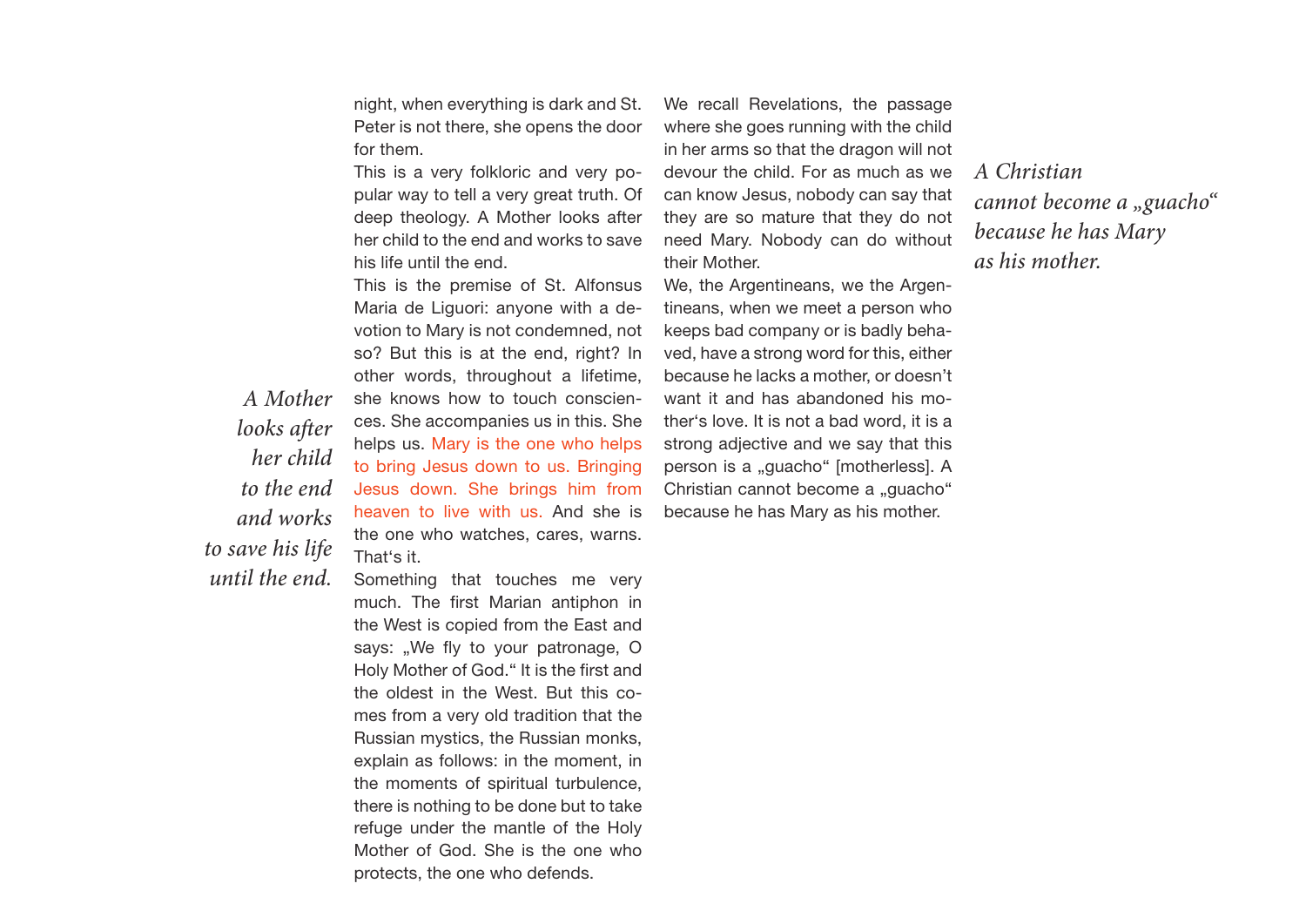night, when everything is dark and St. Peter is not there, she opens the door for them.

This is a very folkloric and very popular way to tell a very great truth. Of deep theology. A Mother looks after her child to the end and works to save his life until the end.

*A Mother looks after her child to the end and works to save his life until the end.*

This is the premise of St. Alfonsus Maria de Liguori: anyone with a devotion to Mary is not condemned, not so? But this is at the end, right? In other words, throughout a lifetime, she knows how to touch consciences. She accompanies us in this. She helps us. Mary is the one who helps to bring Jesus down to us. Bringing Jesus down. She brings him from heaven to live with us. And she is the one who watches, cares, warns. That's it.

Something that touches me very much. The first Marian antiphon in the West is copied from the East and says: „We fly to your patronage, O Holy Mother of God.“ It is the first and the oldest in the West. But this comes from a very old tradition that the Russian mystics, the Russian monks, explain as follows: in the moment, in the moments of spiritual turbulence, there is nothing to be done but to take refuge under the mantle of the Holy Mother of God. She is the one who protects, the one who defends.

We recall Revelations, the passage where she goes running with the child in her arms so that the dragon will not devour the child. For as much as we can know Jesus, nobody can say that they are so mature that they do not need Mary. Nobody can do without their Mother.

We, the Argentineans, we the Argentineans, when we meet a person who keeps bad company or is badly behaved, have a strong word for this, either because he lacks a mother, or doesn't want it and has abandoned his mother's love. It is not a bad word, it is a strong adjective and we say that this person is a „guacho“ [motherless]. A Christian cannot become a „guacho“ because he has Mary as his mother.

*A Christian cannot become a „guacho“ because he has Mary as his mother.*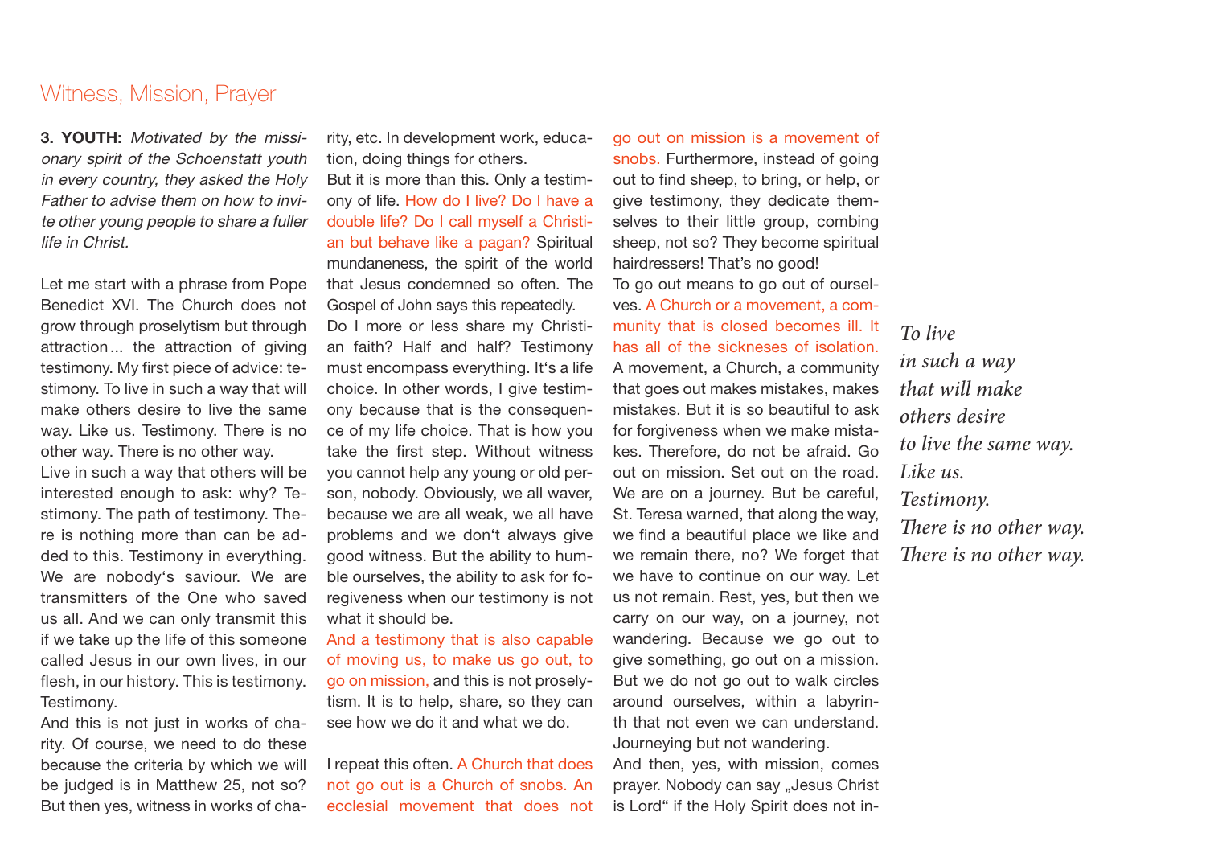## Witness, Mission, Prayer

**3. YOUTH:** *Motivated by the missionary spirit of the Schoenstatt youth in every country, they asked the Holy Father to advise them on how to invite other young people to share a fuller life in Christ.*

Let me start with a phrase from Pope Benedict XVI. The Church does not grow through proselytism but through attraction… the attraction of giving testimony. My first piece of advice: testimony. To live in such a way that will make others desire to live the same way. Like us. Testimony. There is no other way. There is no other way.

Live in such a way that others will be interested enough to ask: why? Testimony. The path of testimony. There is nothing more than can be added to this. Testimony in everything. We are nobody's saviour. We are transmitters of the One who saved us all. And we can only transmit this if we take up the life of this someone called Jesus in our own lives, in our flesh, in our history. This is testimony. Testimony.

And this is not just in works of charity. Of course, we need to do these because the criteria by which we will be judged is in Matthew 25, not so? But then yes, witness in works of charity, etc. In development work, education, doing things for others.

But it is more than this. Only a testimony of life. How do I live? Do I have a double life? Do I call myself a Christian but behave like a pagan? Spiritual mundaneness, the spirit of the world that Jesus condemned so often. The Gospel of John says this repeatedly.

Do I more or less share my Christian faith? Half and half? Testimony must encompass everything. It's a life choice. In other words, I give testimony because that is the consequence of my life choice. That is how you take the first step. Without witness you cannot help any young or old person, nobody. Obviously, we all waver, because we are all weak, we all have problems and we don't always give good witness. But the ability to humble ourselves, the ability to ask for forgiveness when our testimony is not what it should be.

And a testimony that is also capable of moving us, to make us go out, to go on mission, and this is not proselytism. It is to help, share, so they can see how we do it and what we do.

I repeat this often. A Church that does not go out is a Church of snobs. An ecclesial movement that does not go out on mission is a movement of snobs. Furthermore, instead of going out to find sheep, to bring, or help, or give testimony, they dedicate themselves to their little group, combing sheep, not so? They become spiritual hairdressers! That's no good!

To go out means to go out of ourselves. A Church or a movement, a community that is closed becomes ill. It has all of the sicknesses of isolation. A movement, a Church, a community that goes out makes mistakes, makes mistakes. But it is so beautiful to ask for forgiveness when we make mistakes. Therefore, do not be afraid. Go out on mission. Set out on the road. We are on a journey. But be careful, St. Teresa warned, that along the way, we find a beautiful place we like and we remain there, no? We forget that we have to continue on our way. Let us not remain. Rest, yes, but then we carry on our way, on a journey, not wandering. Because we go out to give something, go out on a mission. But we do not go out to walk circles around ourselves, within a labyrinth that not even we can understand. Journeying but not wandering.

And then, yes, with mission, comes prayer. Nobody can say „Jesus Christ is Lord“ if the Holy Spirit does not in-

*To live*
*in such a way*
*that will make*
*others desire*
*to live the same way.*
*Like us.*
*Testimony.*
*There is no other way.*
*There is no other way.*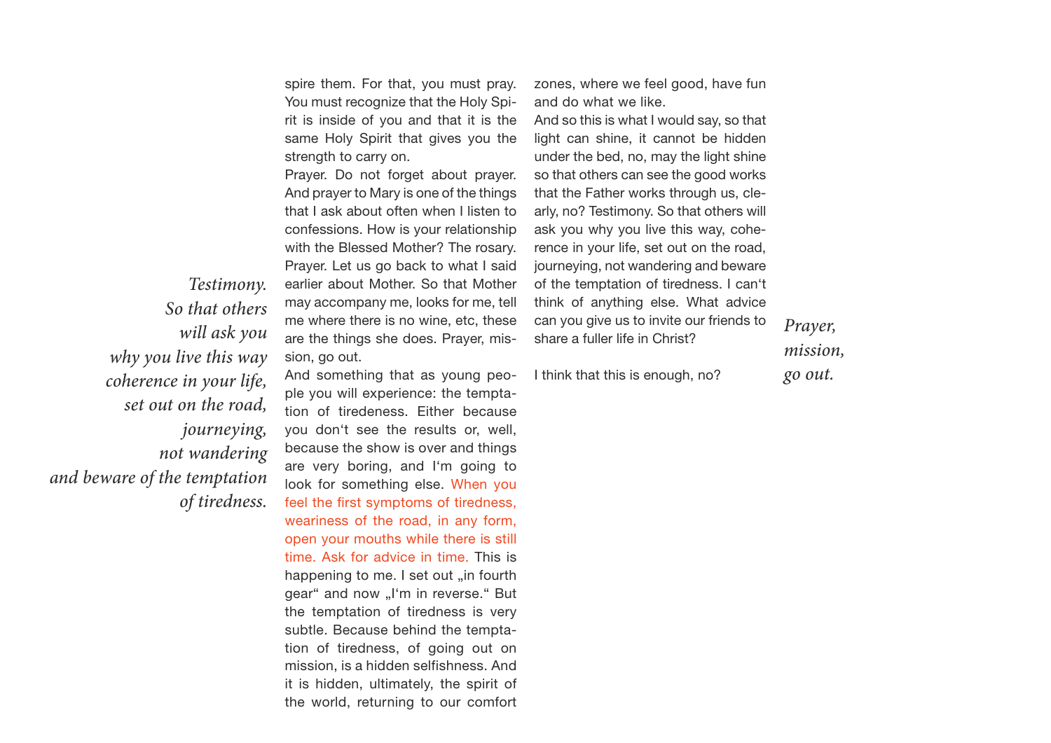*Testimony.
So that others
will ask you
why you live this way
coherence in your life,
set out on the road,
journeying,
not wandering
and beware of the temptation
of tiredness.*

spire them. For that, you must pray. You must recognize that the Holy Spirit is inside of you and that it is the same Holy Spirit that gives you the strength to carry on.

Prayer. Do not forget about prayer. And prayer to Mary is one of the things that I ask about often when I listen to confessions. How is your relationship with the Blessed Mother? The rosary. Prayer. Let us go back to what I said earlier about Mother. So that Mother may accompany me, looks for me, tell me where there is no wine, etc, these are the things she does. Prayer, mission, go out.

And something that as young people you will experience: the temptation of tiredeness. Either because you don't see the results or, well, because the show is over and things are very boring, and I'm going to look for something else. When you feel the first symptoms of tiredness, weariness of the road, in any form, open your mouths while there is still time. Ask for advice in time. This is happening to me. I set out „in fourth gear" and now „I'm in reverse." But the temptation of tiredness is very subtle. Because behind the temptation of tiredness, of going out on mission, is a hidden selfishness. And it is hidden, ultimately, the spirit of the world, returning to our comfort zones, where we feel good, have fun and do what we like.

And so this is what I would say, so that light can shine, it cannot be hidden under the bed, no, may the light shine so that others can see the good works that the Father works through us, clearly, no? Testimony. So that others will ask you why you live this way, coherence in your life, set out on the road, journeying, not wandering and beware of the temptation of tiredness. I can't think of anything else. What advice can you give us to invite our friends to share a fuller life in Christ?

I think that this is enough, no?

*Prayer,
mission,
go out.*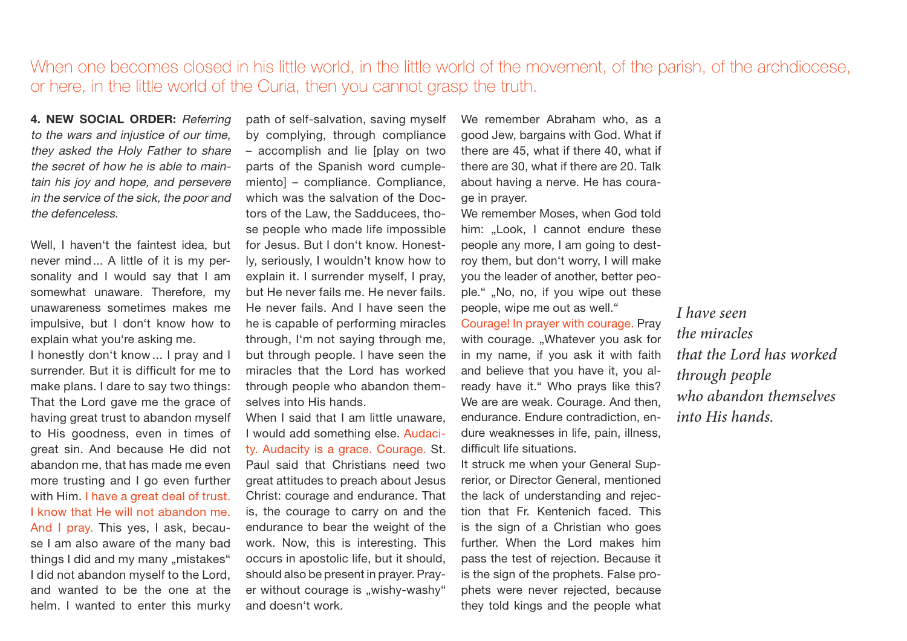When one becomes closed in his little world, in the little world of the movement, of the parish, of the archdiocese, or here, in the little world of the Curia, then you cannot grasp the truth.

**4. NEW SOCIAL ORDER:** *Referring to the wars and injustice of our time, they asked the Holy Father to share the secret of how he is able to maintain his joy and hope, and persevere in the service of the sick, the poor and the defenceless.*

Well, I haven‘t the faintest idea, but never mind ... A little of it is my personality and I would say that I am somewhat unaware. Therefore, my unawareness sometimes makes me impulsive, but I don‘t know how to explain what you‘re asking me.

I honestly don‘t know ... I pray and I surrender. But it is difficult for me to make plans. I dare to say two things: That the Lord gave me the grace of having great trust to abandon myself to His goodness, even in times of great sin. And because He did not abandon me, that has made me even more trusting and I go even further with Him. I have a great deal of trust. I know that He will not abandon me. And I pray. This yes, I ask, because I am also aware of the many bad things I did and my many „mistakes" I did not abandon myself to the Lord, and wanted to be the one at the helm. I wanted to enter this murky path of self-salvation, saving myself by complying, through compliance – accomplish and lie [play on two parts of the Spanish word cumplemiento] – compliance. Compliance, which was the salvation of the Doctors of the Law, the Sadducees, those people who made life impossible for Jesus. But I don‘t know. Honestly, seriously, I wouldn't know how to explain it. I surrender myself, I pray, but He never fails me. He never fails. He never fails. And I have seen the he is capable of performing miracles through, I‘m not saying through me, but through people. I have seen the miracles that the Lord has worked through people who abandon themselves into His hands.

When I said that I am little unaware, I would add something else. Audacity. Audacity is a grace. Courage. St. Paul said that Christians need two great attitudes to preach about Jesus Christ: courage and endurance. That is, the courage to carry on and the endurance to bear the weight of the work. Now, this is interesting. This occurs in apostolic life, but it should, should also be present in prayer. Prayer without courage is „wishy-washy" and doesn‘t work.

We remember Abraham who, as a good Jew, bargains with God. What if there are 45, what if there 40, what if there are 30, what if there are 20. Talk about having a nerve. He has courage in prayer.

We remember Moses, when God told him: „Look, I cannot endure these people any more, I am going to destroy them, but don‘t worry, I will make you the leader of another, better people." „No, no, if you wipe out these people, wipe me out as well."

Courage! In prayer with courage. Pray with courage. „Whatever you ask for in my name, if you ask it with faith and believe that you have it, you already have it." Who prays like this? We are are weak. Courage. And then, endurance. Endure contradiction, endure weaknesses in life, pain, illness, difficult life situations.

It struck me when your General Suprerior, or Director General, mentioned the lack of understanding and rejection that Fr. Kentenich faced. This is the sign of a Christian who goes further. When the Lord makes him pass the test of rejection. Because it is the sign of the prophets. False prophets were never rejected, because they told kings and the people what

*I have seen the miracles that the Lord has worked through people who abandon themselves into His hands.*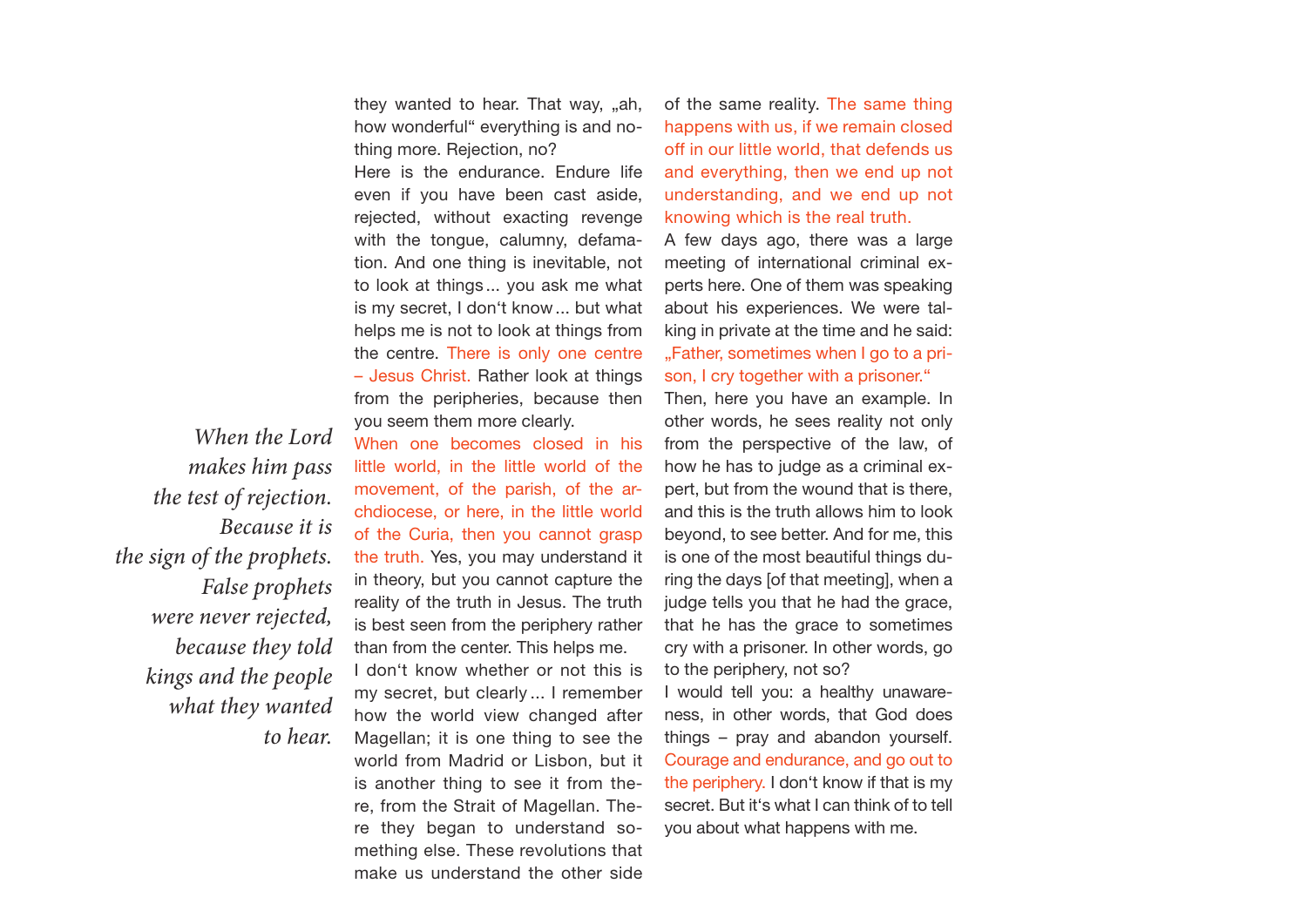*When the Lord makes him pass the test of rejection. Because it is the sign of the prophets. False prophets were never rejected, because they told kings and the people what they wanted to hear.*

they wanted to hear. That way, „ah, how wonderful" everything is and nothing more. Rejection, no?

Here is the endurance. Endure life even if you have been cast aside, rejected, without exacting revenge with the tongue, calumny, defamation. And one thing is inevitable, not to look at things ... you ask me what is my secret, I don't know ... but what helps me is not to look at things from the centre. There is only one centre – Jesus Christ. Rather look at things from the peripheries, because then you seem them more clearly.

When one becomes closed in his little world, in the little world of the movement, of the parish, of the archdiocese, or here, in the little world of the Curia, then you cannot grasp the truth. Yes, you may understand it in theory, but you cannot capture the reality of the truth in Jesus. The truth is best seen from the periphery rather than from the center. This helps me.

I don't know whether or not this is my secret, but clearly ... I remember how the world view changed after Magellan; it is one thing to see the world from Madrid or Lisbon, but it is another thing to see it from there, from the Strait of Magellan. There they began to understand something else. These revolutions that make us understand the other side of the same reality. The same thing happens with us, if we remain closed off in our little world, that defends us and everything, then we end up not understanding, and we end up not knowing which is the real truth.

A few days ago, there was a large meeting of international criminal experts here. One of them was speaking about his experiences. We were talking in private at the time and he said: „Father, sometimes when I go to a prison, I cry together with a prisoner."

Then, here you have an example. In other words, he sees reality not only from the perspective of the law, of how he has to judge as a criminal expert, but from the wound that is there, and this is the truth allows him to look beyond, to see better. And for me, this is one of the most beautiful things during the days [of that meeting], when a judge tells you that he had the grace, that he has the grace to sometimes cry with a prisoner. In other words, go to the periphery, not so?

I would tell you: a healthy unawareness, in other words, that God does things – pray and abandon yourself. Courage and endurance, and go out to the periphery. I don't know if that is my secret. But it's what I can think of to tell you about what happens with me.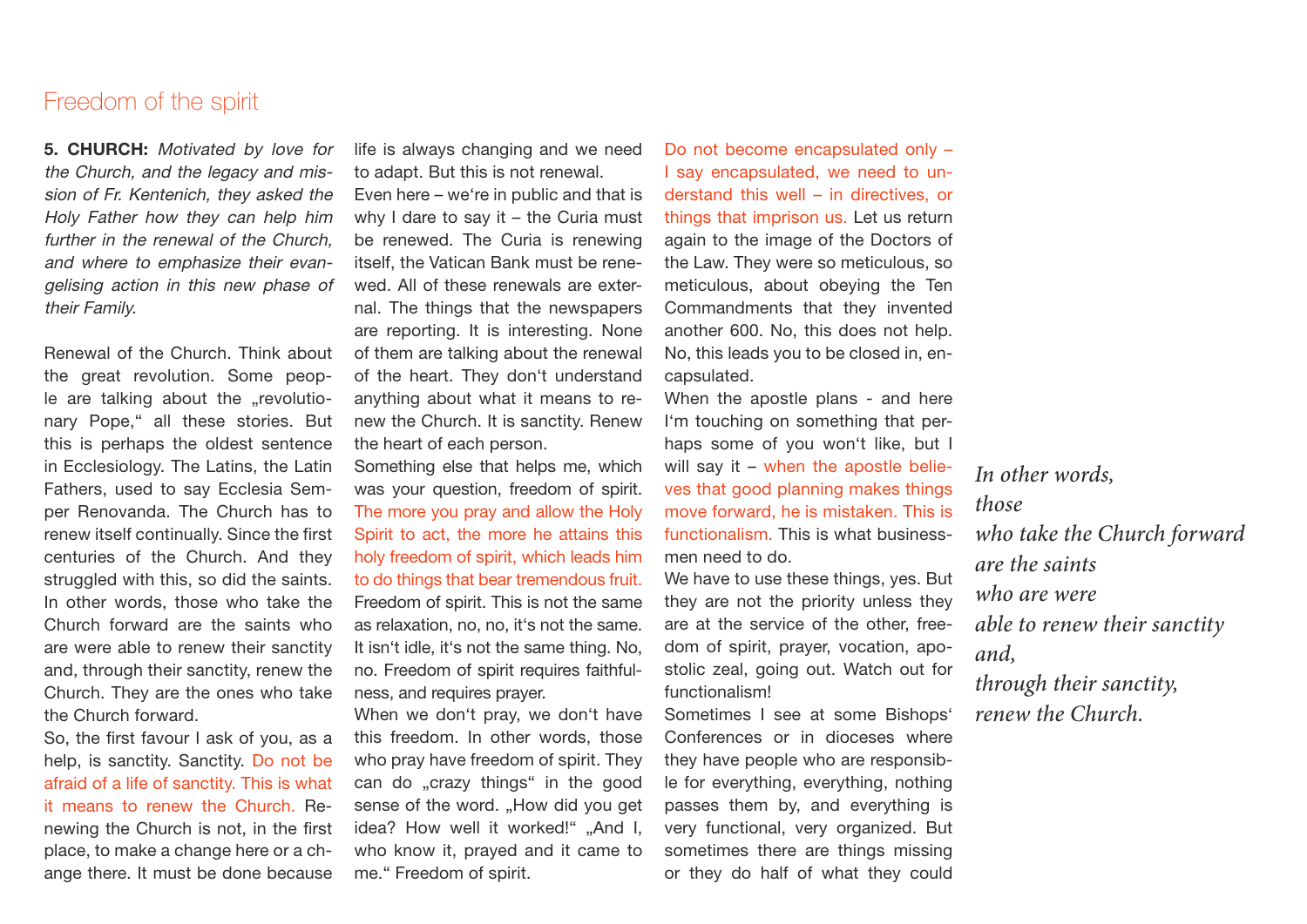## Freedom of the spirit

**5. CHURCH:** *Motivated by love for the Church, and the legacy and mission of Fr. Kentenich, they asked the Holy Father how they can help him further in the renewal of the Church, and where to emphasize their evangelising action in this new phase of their Family.*

Renewal of the Church. Think about the great revolution. Some people are talking about the „revolutionary Pope," all these stories. But this is perhaps the oldest sentence in Ecclesiology. The Latins, the Latin Fathers, used to say Ecclesia Semper Renovanda. The Church has to renew itself continually. Since the first centuries of the Church. And they struggled with this, so did the saints. In other words, those who take the Church forward are the saints who are were able to renew their sanctity and, through their sanctity, renew the Church. They are the ones who take the Church forward.

So, the first favour I ask of you, as a help, is sanctity. Sanctity. Do not be afraid of a life of sanctity. This is what it means to renew the Church. Renewing the Church is not, in the first place, to make a change here or a change there. It must be done because life is always changing and we need to adapt. But this is not renewal.

Even here – we're in public and that is why I dare to say it – the Curia must be renewed. The Curia is renewing itself, the Vatican Bank must be renewed. All of these renewals are external. The things that the newspapers are reporting. It is interesting. None of them are talking about the renewal of the heart. They don't understand anything about what it means to renew the Church. It is sanctity. Renew the heart of each person.

Something else that helps me, which was your question, freedom of spirit. The more you pray and allow the Holy Spirit to act, the more he attains this holy freedom of spirit, which leads him to do things that bear tremendous fruit. Freedom of spirit. This is not the same as relaxation, no, no, it's not the same. It isn't idle, it's not the same thing. No, no. Freedom of spirit requires faithfulness, and requires prayer.

When we don't pray, we don't have this freedom. In other words, those who pray have freedom of spirit. They can do „crazy things" in the good sense of the word. „How did you get idea? How well it worked!" „And I, who know it, prayed and it came to me." Freedom of spirit.

Do not become encapsulated only – I say encapsulated, we need to understand this well – in directives, or things that imprison us. Let us return again to the image of the Doctors of the Law. They were so meticulous, so meticulous, about obeying the Ten Commandments that they invented another 600. No, this does not help. No, this leads you to be closed in, encapsulated.

When the apostle plans - and here I'm touching on something that perhaps some of you won't like, but I will say it – when the apostle believes that good planning makes things move forward, he is mistaken. This is functionalism. This is what businessmen need to do.

We have to use these things, yes. But they are not the priority unless they are at the service of the other, freedom of spirit, prayer, vocation, apostolic zeal, going out. Watch out for functionalism!

Sometimes I see at some Bishops' Conferences or in dioceses where they have people who are responsible for everything, everything, nothing passes them by, and everything is very functional, very organized. But sometimes there are things missing or they do half of what they could

*In other words,
those
who take the Church forward
are the saints
who are were
able to renew their sanctity
and,
through their sanctity,
renew the Church.*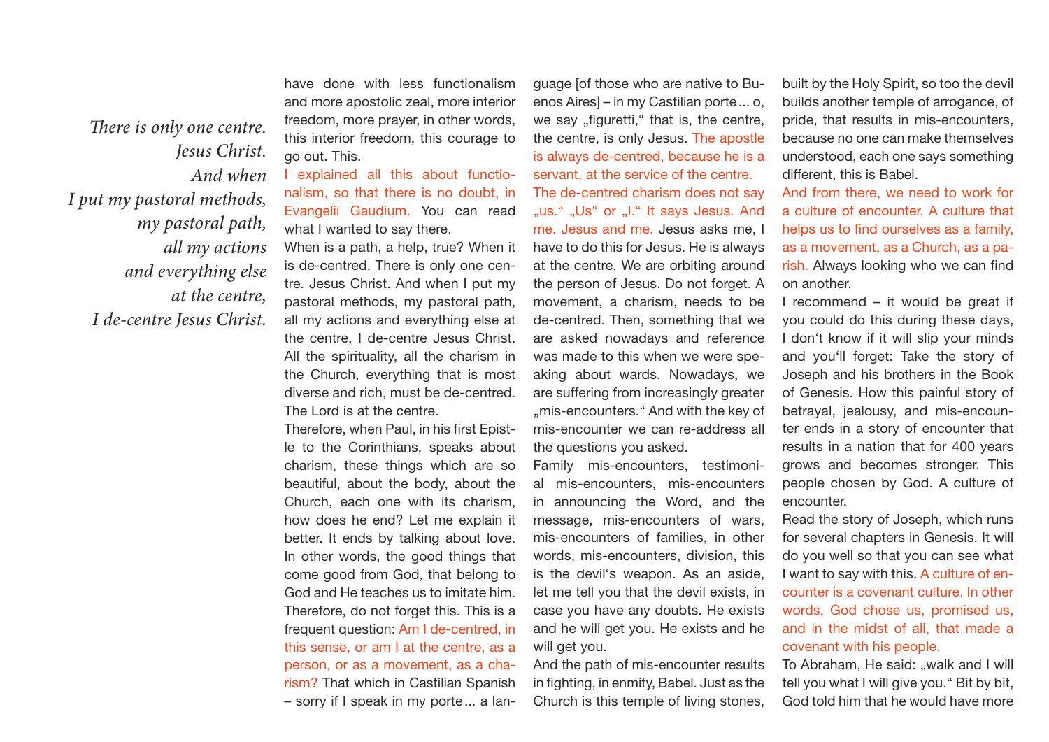*There is only one centre. Jesus Christ. And when I put my pastoral methods, my pastoral path, all my actions and everything else at the centre, I de-centre Jesus Christ.*

have done with less functionalism and more apostolic zeal, more interior freedom, more prayer, in other words, this interior freedom, this courage to go out. This.

I explained all this about functionalism, so that there is no doubt, in Evangelii Gaudium. You can read what I wanted to say there.

When is a path, a help, true? When it is de-centred. There is only one centre. Jesus Christ. And when I put my pastoral methods, my pastoral path, all my actions and everything else at the centre, I de-centre Jesus Christ. All the spirituality, all the charism in the Church, everything that is most diverse and rich, must be de-centred. The Lord is at the centre.

Therefore, when Paul, in his first Epistle to the Corinthians, speaks about charism, these things which are so beautiful, about the body, about the Church, each one with its charism, how does he end? Let me explain it better. It ends by talking about love. In other words, the good things that come good from God, that belong to God and He teaches us to imitate him. Therefore, do not forget this. This is a frequent question: Am I de-centred, in this sense, or am I at the centre, as a person, or as a movement, as a charism? That which in Castilian Spanish – sorry if I speak in my porte... a language [of those who are native to Buenos Aires] – in my Castilian porte... o, we say „figuretti," that is, the centre, the centre, is only Jesus. The apostle is always de-centred, because he is a servant, at the service of the centre.

The de-centred charism does not say „us." „Us" or „I." It says Jesus. And me. Jesus and me. Jesus asks me, I have to do this for Jesus. He is always at the centre. We are orbiting around the person of Jesus. Do not forget. A movement, a charism, needs to be de-centred. Then, something that we are asked nowadays and reference was made to this when we were speaking about wards. Nowadays, we are suffering from increasingly greater „mis-encounters." And with the key of mis-encounter we can re-address all the questions you asked.

Family mis-encounters, testimonial mis-encounters, mis-encounters in announcing the Word, and the message, mis-encounters of wars, mis-encounters of families, in other words, mis-encounters, division, this is the devil's weapon. As an aside, let me tell you that the devil exists, in case you have any doubts. He exists and he will get you. He exists and he will get you.

And the path of mis-encounter results in fighting, in enmity, Babel. Just as the Church is this temple of living stones, built by the Holy Spirit, so too the devil builds another temple of arrogance, of pride, that results in mis-encounters, because no one can make themselves understood, each one says something different, this is Babel.

And from there, we need to work for a culture of encounter. A culture that helps us to find ourselves as a family, as a movement, as a Church, as a parish. Always looking who we can find on another.

I recommend – it would be great if you could do this during these days, I don't know if it will slip your minds and you'll forget: Take the story of Joseph and his brothers in the Book of Genesis. How this painful story of betrayal, jealousy, and mis-encounter ends in a story of encounter that results in a nation that for 400 years grows and becomes stronger. This people chosen by God. A culture of encounter.

Read the story of Joseph, which runs for several chapters in Genesis. It will do you well so that you can see what I want to say with this. A culture of encounter is a covenant culture. In other words, God chose us, promised us, and in the midst of all, that made a covenant with his people.

To Abraham, He said: „walk and I will tell you what I will give you." Bit by bit, God told him that he would have more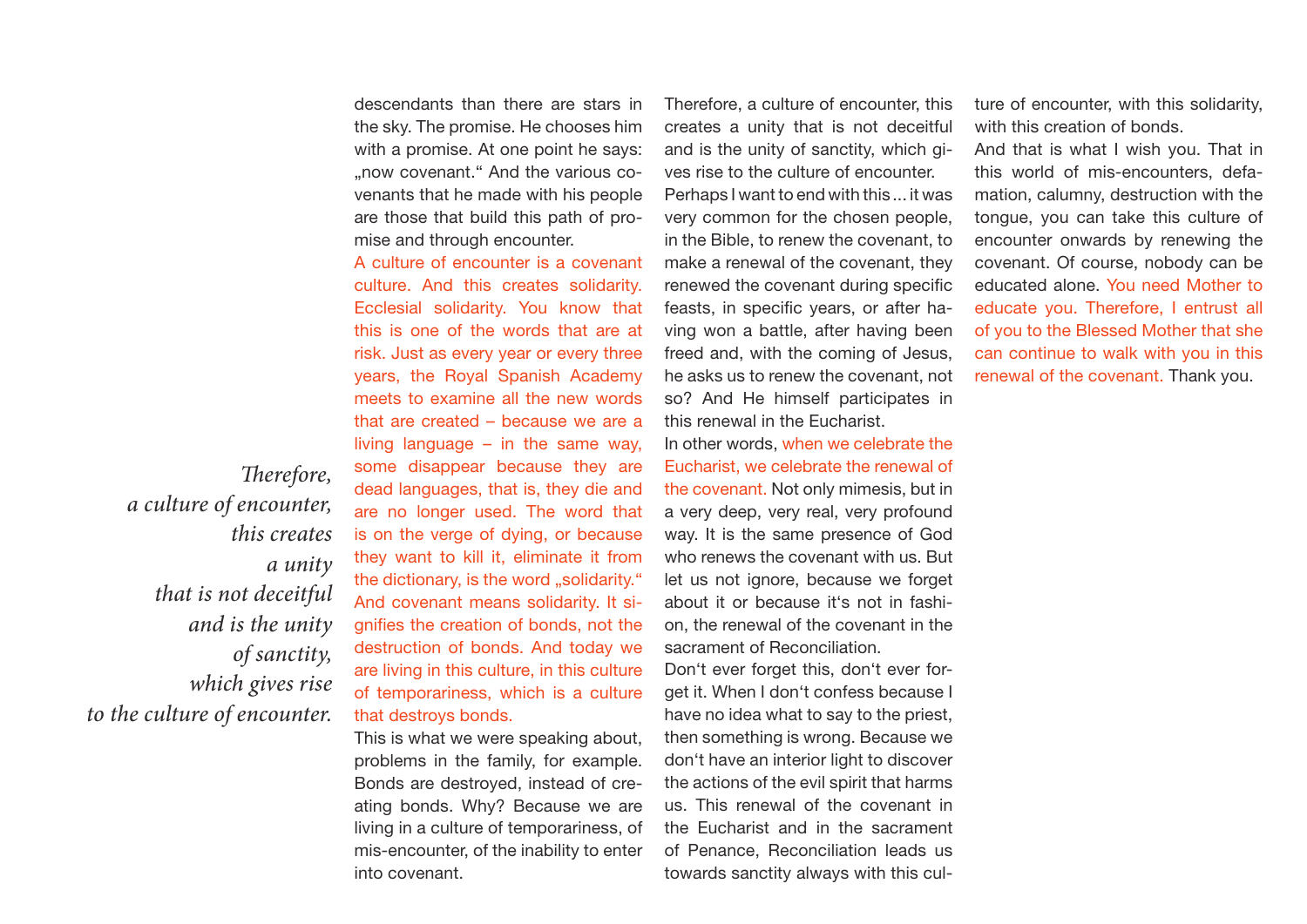> *Therefore, a culture of encounter, this creates a unity that is not deceitful and is the unity of sanctity, which gives rise to the culture of encounter.*

descendants than there are stars in the sky. The promise. He chooses him with a promise. At one point he says: „now covenant." And the various covenants that he made with his people are those that build this path of promise and through encounter.

A culture of encounter is a covenant culture. And this creates solidarity. Ecclesial solidarity. You know that this is one of the words that are at risk. Just as every year or every three years, the Royal Spanish Academy meets to examine all the new words that are created – because we are a living language – in the same way, some disappear because they are dead languages, that is, they die and are no longer used. The word that is on the verge of dying, or because they want to kill it, eliminate it from the dictionary, is the word „solidarity." And covenant means solidarity. It signifies the creation of bonds, not the destruction of bonds. And today we are living in this culture, in this culture of temporariness, which is a culture that destroys bonds.

This is what we were speaking about, problems in the family, for example. Bonds are destroyed, instead of creating bonds. Why? Because we are living in a culture of temporariness, of mis-encounter, of the inability to enter into covenant.

Therefore, a culture of encounter, this creates a unity that is not deceitful and is the unity of sanctity, which gives rise to the culture of encounter.

Perhaps I want to end with this … it was very common for the chosen people, in the Bible, to renew the covenant, to make a renewal of the covenant, they renewed the covenant during specific feasts, in specific years, or after having won a battle, after having been freed and, with the coming of Jesus, he asks us to renew the covenant, not so? And He himself participates in this renewal in the Eucharist.

In other words, when we celebrate the Eucharist, we celebrate the renewal of the covenant. Not only mimesis, but in a very deep, very real, very profound way. It is the same presence of God who renews the covenant with us. But let us not ignore, because we forget about it or because it's not in fashion, the renewal of the covenant in the sacrament of Reconciliation.

Don't ever forget this, don't ever forget it. When I don't confess because I have no idea what to say to the priest, then something is wrong. Because we don't have an interior light to discover the actions of the evil spirit that harms us. This renewal of the covenant in the Eucharist and in the sacrament of Penance, Reconciliation leads us towards sanctity always with this culture of encounter, with this solidarity, with this creation of bonds.

And that is what I wish you. That in this world of mis-encounters, defamation, calumny, destruction with the tongue, you can take this culture of encounter onwards by renewing the covenant. Of course, nobody can be educated alone. You need Mother to educate you. Therefore, I entrust all of you to the Blessed Mother that she can continue to walk with you in this renewal of the covenant. Thank you.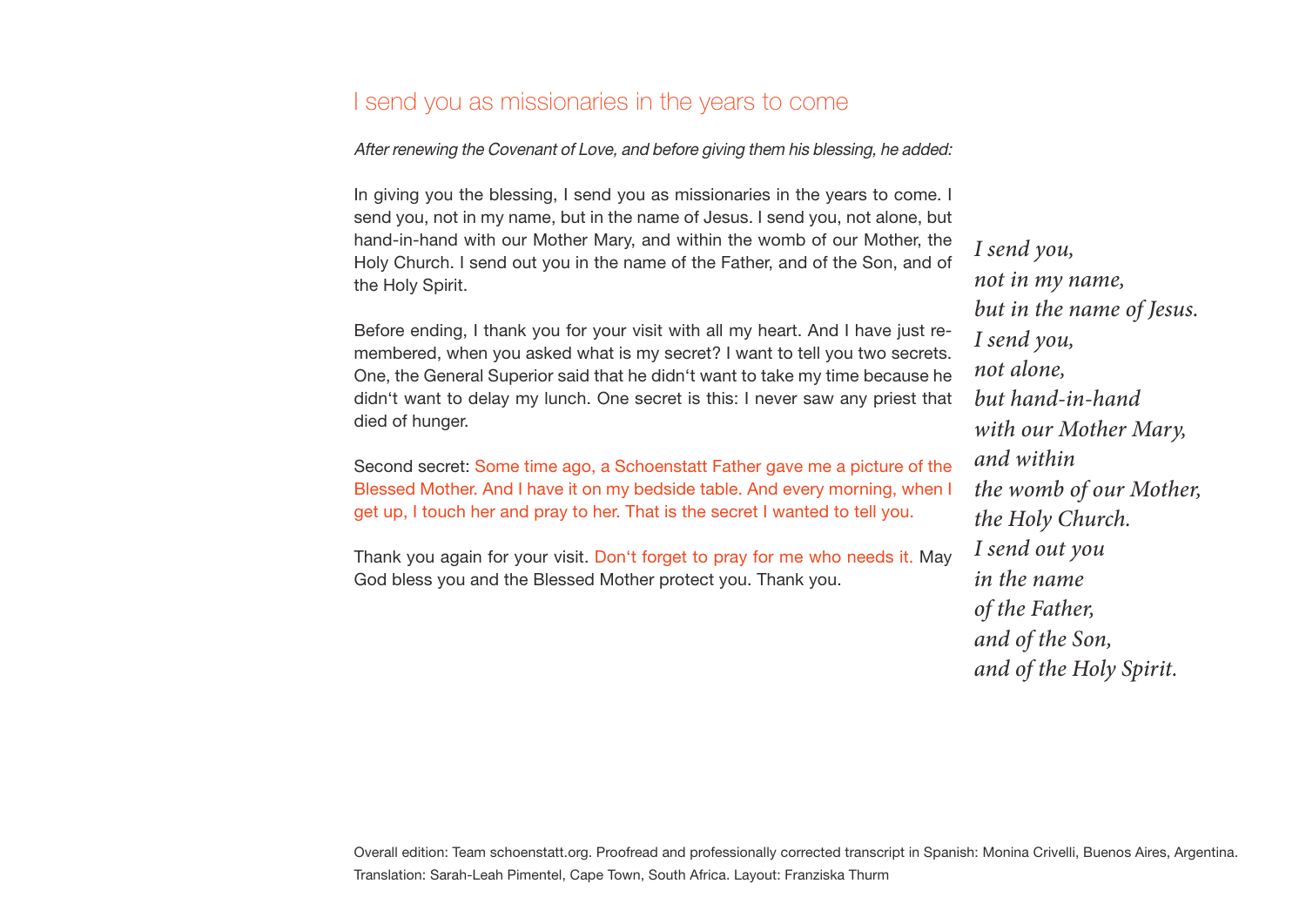## I send you as missionaries in the years to come

*After renewing the Covenant of Love, and before giving them his blessing, he added:*

In giving you the blessing, I send you as missionaries in the years to come. I send you, not in my name, but in the name of Jesus. I send you, not alone, but hand-in-hand with our Mother Mary, and within the womb of our Mother, the Holy Church. I send out you in the name of the Father, and of the Son, and of the Holy Spirit.

Before ending, I thank you for your visit with all my heart. And I have just remembered, when you asked what is my secret? I want to tell you two secrets. One, the General Superior said that he didn't want to take my time because he didn't want to delay my lunch. One secret is this: I never saw any priest that died of hunger.

Second secret: Some time ago, a Schoenstatt Father gave me a picture of the Blessed Mother. And I have it on my bedside table. And every morning, when I get up, I touch her and pray to her. That is the secret I wanted to tell you.

Thank you again for your visit. Don't forget to pray for me who needs it. May God bless you and the Blessed Mother protect you. Thank you.

*I send you,*
*not in my name,*
*but in the name of Jesus.*
*I send you,*
*not alone,*
*but hand-in-hand*
*with our Mother Mary,*
*and within*
*the womb of our Mother,*
*the Holy Church.*
*I send out you*
*in the name*
*of the Father,*
*and of the Son,*
*and of the Holy Spirit.*

Overall edition: Team schoenstatt.org. Proofread and professionally corrected transcript in Spanish: Monina Crivelli, Buenos Aires, Argentina.
Translation: Sarah-Leah Pimentel, Cape Town, South Africa. Layout: Franziska Thurm